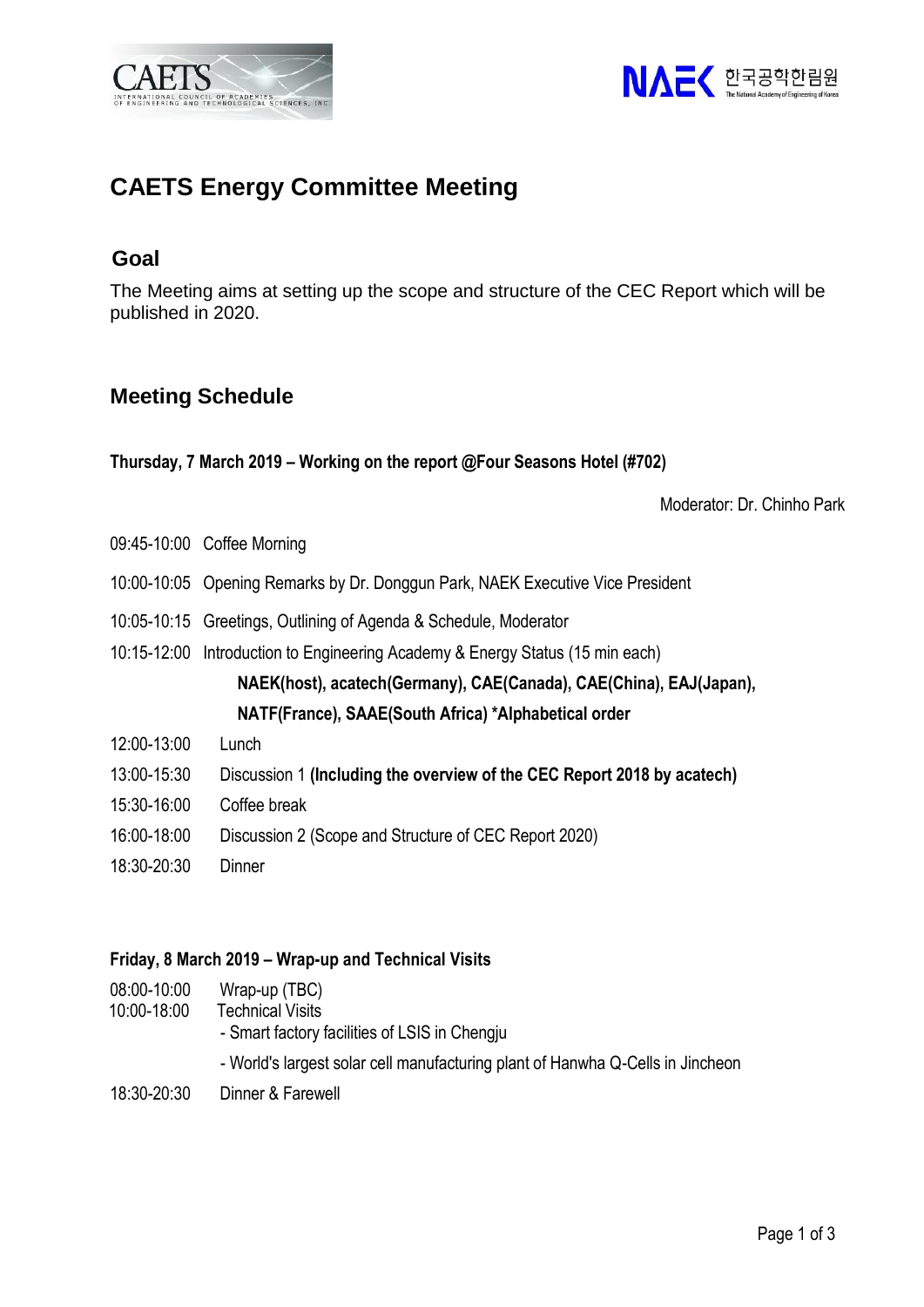# CAETS Energy Committee Meeting

## Goal

The Meeting aims at setting up the scope and structure of the CEC Report which will be published in 2020.

## Meeting Schedule

**Thursday, 7 March 2019 – Working on the report @Four Seasons Hotel (#702)**

Moderator: Dr. Chinho Park

| | |
|---|---|
| 09:45-10:00 | Coffee Morning |
| 10:00-10:05 | Opening Remarks by Dr. Donggun Park, NAEK Executive Vice President |
| 10:05-10:15 | Greetings, Outlining of Agenda & Schedule, Moderator |
| 10:15-12:00 | Introduction to Engineering Academy & Energy Status (15 min each)<br>**NAEK(host), acatech(Germany), CAE(Canada), CAE(China), EAJ(Japan), NATF(France), SAAE(South Africa) *Alphabetical order** |
| 12:00-13:00 | Lunch |
| 13:00-15:30 | Discussion 1 **(Including the overview of the CEC Report 2018 by acatech)** |
| 15:30-16:00 | Coffee break |
| 16:00-18:00 | Discussion 2 (Scope and Structure of CEC Report 2020) |
| 18:30-20:30 | Dinner |

**Friday, 8 March 2019 – Wrap-up and Technical Visits**

| | |
|---|---|
| 08:00-10:00 | Wrap-up (TBC) |
| 10:00-18:00 | Technical Visits<br>- Smart factory facilities of LSIS in Chengju<br>- World's largest solar cell manufacturing plant of Hanwha Q-Cells in Jincheon |
| 18:30-20:30 | Dinner & Farewell |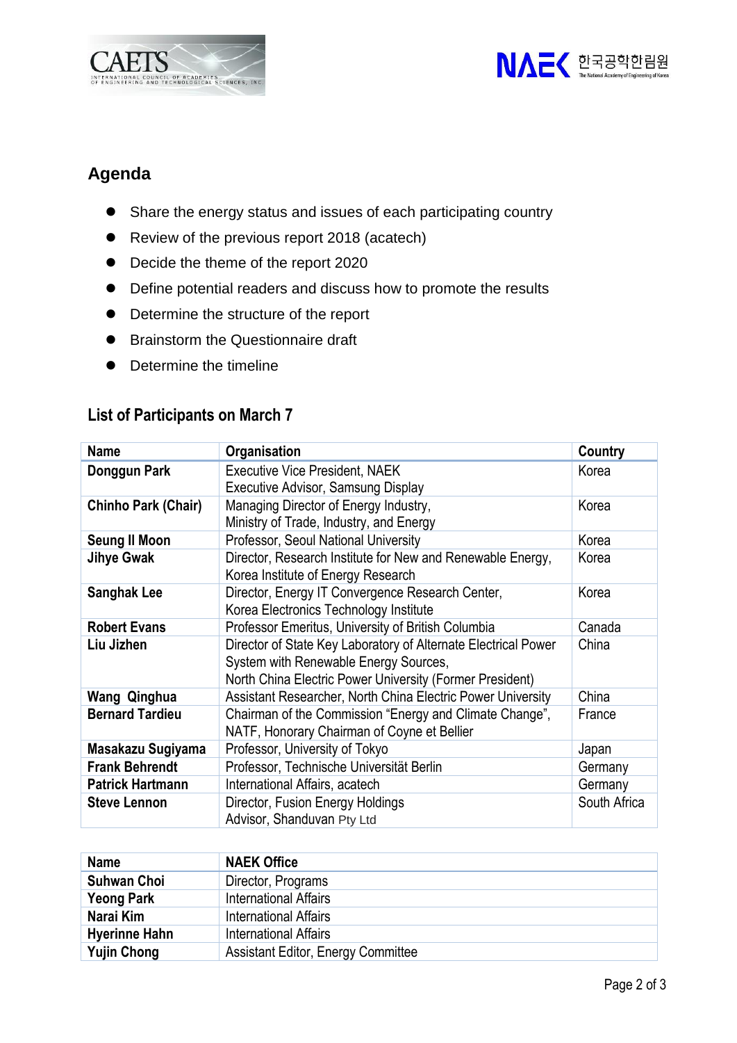## Agenda

- Share the energy status and issues of each participating country
- Review of the previous report 2018 (acatech)
- Decide the theme of the report 2020
- Define potential readers and discuss how to promote the results
- Determine the structure of the report
- Brainstorm the Questionnaire draft
- Determine the timeline

## List of Participants on March 7

| Name | Organisation | Country |
|---|---|---|
| **Donggun Park** | Executive Vice President, NAEK<br>Executive Advisor, Samsung Display | Korea |
| **Chinho Park (Chair)** | Managing Director of Energy Industry,<br>Ministry of Trade, Industry, and Energy | Korea |
| **Seung Il Moon** | Professor, Seoul National University | Korea |
| **Jihye Gwak** | Director, Research Institute for New and Renewable Energy,<br>Korea Institute of Energy Research | Korea |
| **Sanghak Lee** | Director, Energy IT Convergence Research Center,<br>Korea Electronics Technology Institute | Korea |
| **Robert Evans** | Professor Emeritus, University of British Columbia | Canada |
| **Liu Jizhen** | Director of State Key Laboratory of Alternate Electrical Power System with Renewable Energy Sources,<br>North China Electric Power University (Former President) | China |
| **Wang Qinghua** | Assistant Researcher, North China Electric Power University | China |
| **Bernard Tardieu** | Chairman of the Commission "Energy and Climate Change",<br>NATF, Honorary Chairman of Coyne et Bellier | France |
| **Masakazu Sugiyama** | Professor, University of Tokyo | Japan |
| **Frank Behrendt** | Professor, Technische Universität Berlin | Germany |
| **Patrick Hartmann** | International Affairs, acatech | Germany |
| **Steve Lennon** | Director, Fusion Energy Holdings<br>Advisor, Shanduvan Pty Ltd | South Africa |

| Name | NAEK Office |
|---|---|
| **Suhwan Choi** | Director, Programs |
| **Yeong Park** | International Affairs |
| **Narai Kim** | International Affairs |
| **Hyerinne Hahn** | International Affairs |
| **Yujin Chong** | Assistant Editor, Energy Committee |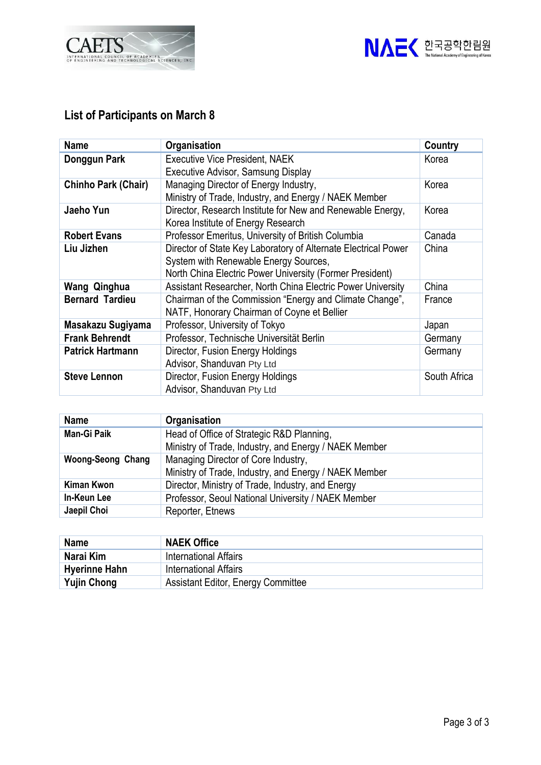## List of Participants on March 8

| Name | Organisation | Country |
|---|---|---|
| **Donggun Park** | Executive Vice President, NAEK<br>Executive Advisor, Samsung Display | Korea |
| **Chinho Park (Chair)** | Managing Director of Energy Industry,<br>Ministry of Trade, Industry, and Energy / NAEK Member | Korea |
| **Jaeho Yun** | Director, Research Institute for New and Renewable Energy,<br>Korea Institute of Energy Research | Korea |
| **Robert Evans** | Professor Emeritus, University of British Columbia | Canada |
| **Liu Jizhen** | Director of State Key Laboratory of Alternate Electrical Power System with Renewable Energy Sources,<br>North China Electric Power University (Former President) | China |
| **Wang Qinghua** | Assistant Researcher, North China Electric Power University | China |
| **Bernard Tardieu** | Chairman of the Commission "Energy and Climate Change",<br>NATF, Honorary Chairman of Coyne et Bellier | France |
| **Masakazu Sugiyama** | Professor, University of Tokyo | Japan |
| **Frank Behrendt** | Professor, Technische Universität Berlin | Germany |
| **Patrick Hartmann** | Director, Fusion Energy Holdings<br>Advisor, Shanduvan Pty Ltd | Germany |
| **Steve Lennon** | Director, Fusion Energy Holdings<br>Advisor, Shanduvan Pty Ltd | South Africa |

| Name | Organisation |
|---|---|
| **Man-Gi Paik** | Head of Office of Strategic R&D Planning,<br>Ministry of Trade, Industry, and Energy / NAEK Member |
| **Woong-Seong Chang** | Managing Director of Core Industry,<br>Ministry of Trade, Industry, and Energy / NAEK Member |
| **Kiman Kwon** | Director, Ministry of Trade, Industry, and Energy |
| **In-Keun Lee** | Professor, Seoul National University / NAEK Member |
| **Jaepil Choi** | Reporter, Etnews |

| Name | NAEK Office |
|---|---|
| **Narai Kim** | International Affairs |
| **Hyerinne Hahn** | International Affairs |
| **Yujin Chong** | Assistant Editor, Energy Committee |